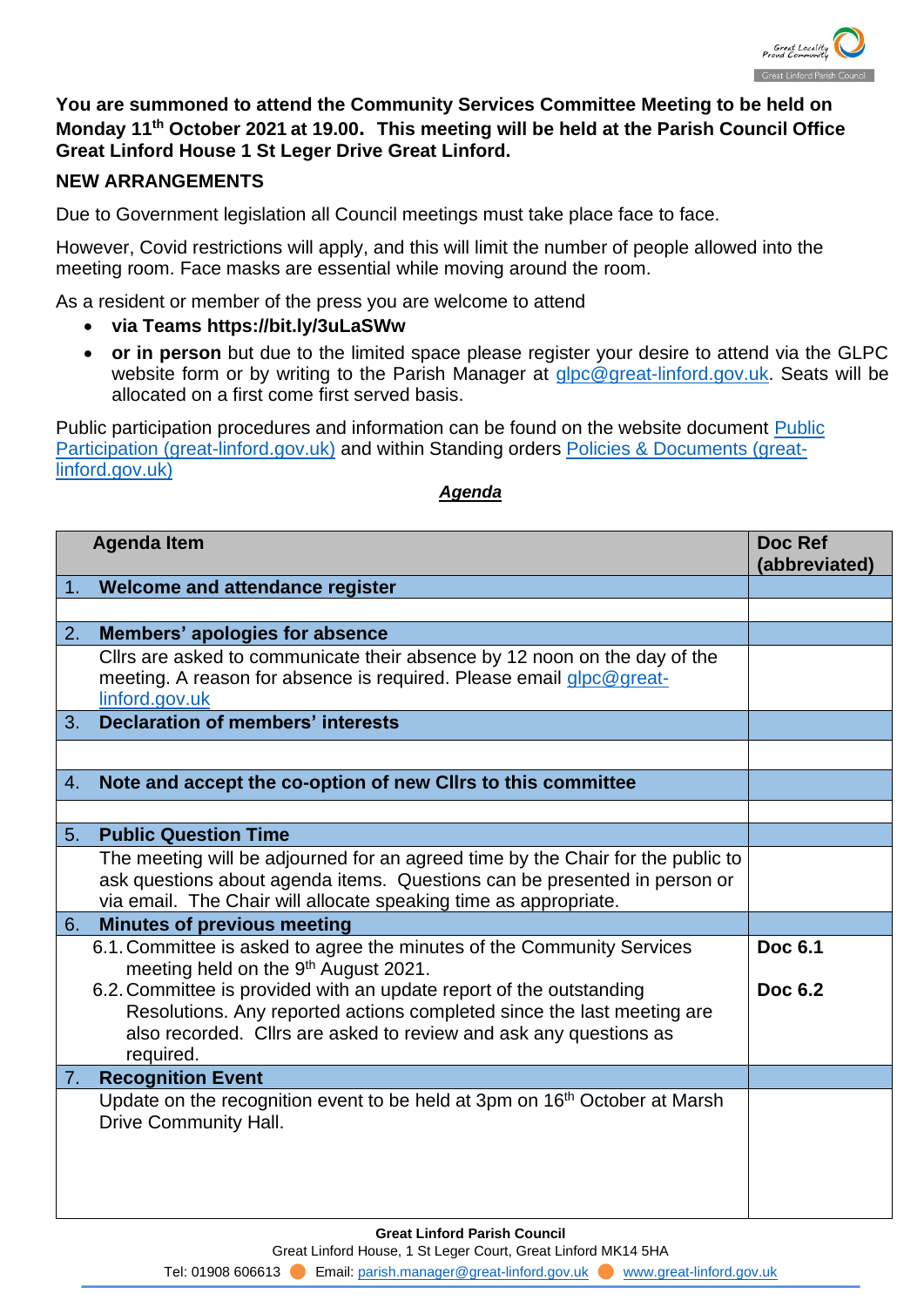**You are summoned to attend the Community Services Committee Meeting to be held on Monday 11th October 2021 at 19.00. This meeting will be held at the Parish Council Office Great Linford House 1 St Leger Drive Great Linford.**

**NEW ARRANGEMENTS**

Due to Government legislation all Council meetings must take place face to face.

However, Covid restrictions will apply, and this will limit the number of people allowed into the meeting room. Face masks are essential while moving around the room.

As a resident or member of the press you are welcome to attend

- **via Teams https://bit.ly/3uLaSWw**
- **or in person** but due to the limited space please register your desire to attend via the GLPC website form or by writing to the Parish Manager at glpc@great-linford.gov.uk. Seats will be allocated on a first come first served basis.

Public participation procedures and information can be found on the website document Public Participation (great-linford.gov.uk) and within Standing orders Policies & Documents (great-linford.gov.uk)

***Agenda***

| Agenda Item | Doc Ref (abbreviated) |
|---|---|
| **1. Welcome and attendance register** | |
| | |
| **2. Members' apologies for absence** | |
| Cllrs are asked to communicate their absence by 12 noon on the day of the meeting. A reason for absence is required. Please email glpc@great-linford.gov.uk | |
| **3. Declaration of members' interests** | |
| | |
| **4. Note and accept the co-option of new Cllrs to this committee** | |
| | |
| **5. Public Question Time** | |
| The meeting will be adjourned for an agreed time by the Chair for the public to ask questions about agenda items. Questions can be presented in person or via email. The Chair will allocate speaking time as appropriate. | |
| **6. Minutes of previous meeting** | |
| 6.1. Committee is asked to agree the minutes of the Community Services meeting held on the 9th August 2021. | **Doc 6.1** |
| 6.2. Committee is provided with an update report of the outstanding Resolutions. Any reported actions completed since the last meeting are also recorded. Cllrs are asked to review and ask any questions as required. | **Doc 6.2** |
| **7. Recognition Event** | |
| Update on the recognition event to be held at 3pm on 16th October at Marsh Drive Community Hall. | |

**Great Linford Parish Council**
Great Linford House, 1 St Leger Court, Great Linford MK14 5HA
Tel: 01908 606613 Email: parish.manager@great-linford.gov.uk www.great-linford.gov.uk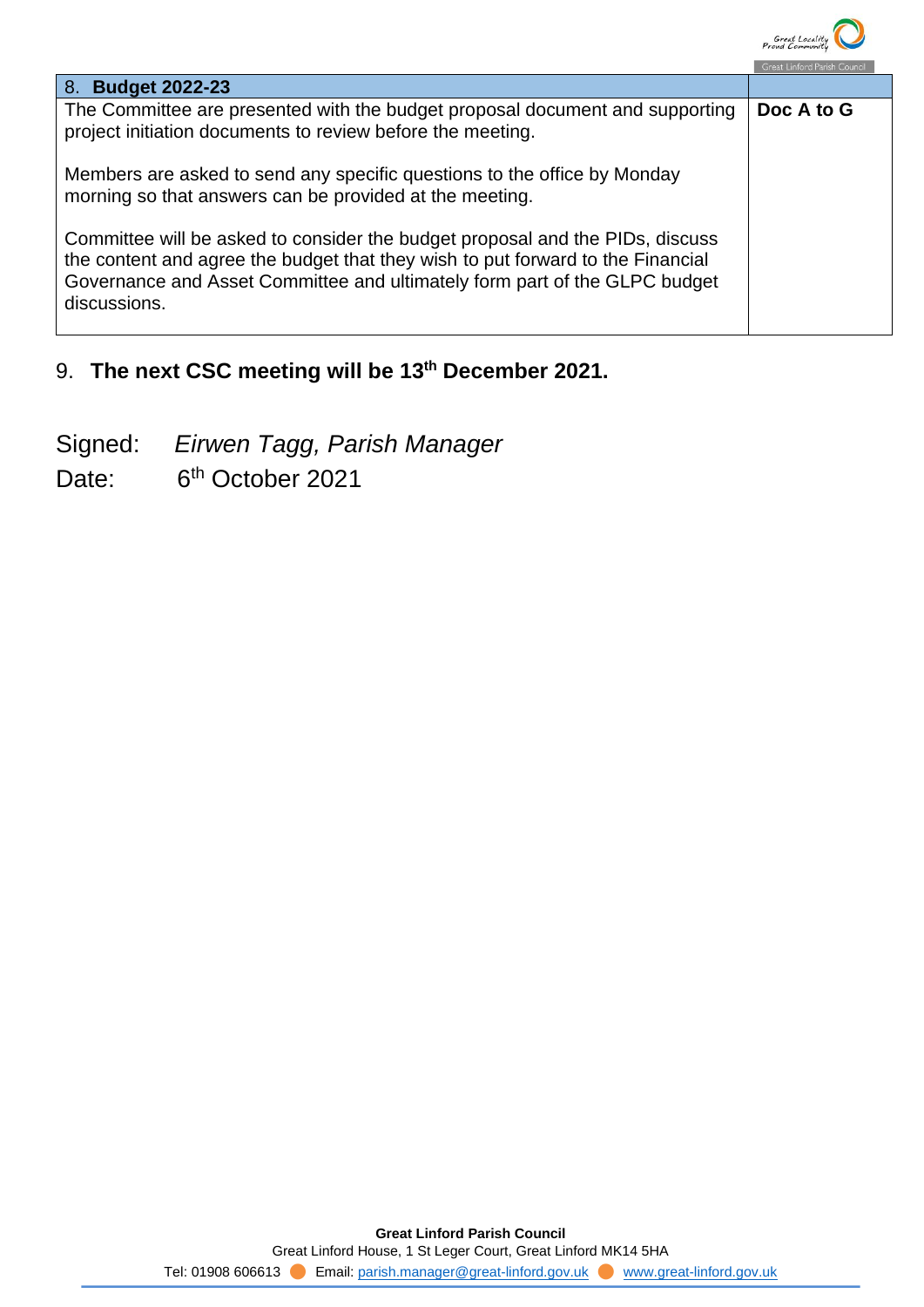| 8. **Budget 2022-23** | |
|---|---|
| The Committee are presented with the budget proposal document and supporting project initiation documents to review before the meeting.<br><br>Members are asked to send any specific questions to the office by Monday morning so that answers can be provided at the meeting.<br><br>Committee will be asked to consider the budget proposal and the PIDs, discuss the content and agree the budget that they wish to put forward to the Financial Governance and Asset Committee and ultimately form part of the GLPC budget discussions. | **Doc A to G** |

9. **The next CSC meeting will be 13th December 2021.**

Signed: *Eirwen Tagg, Parish Manager*

Date: 6th October 2021